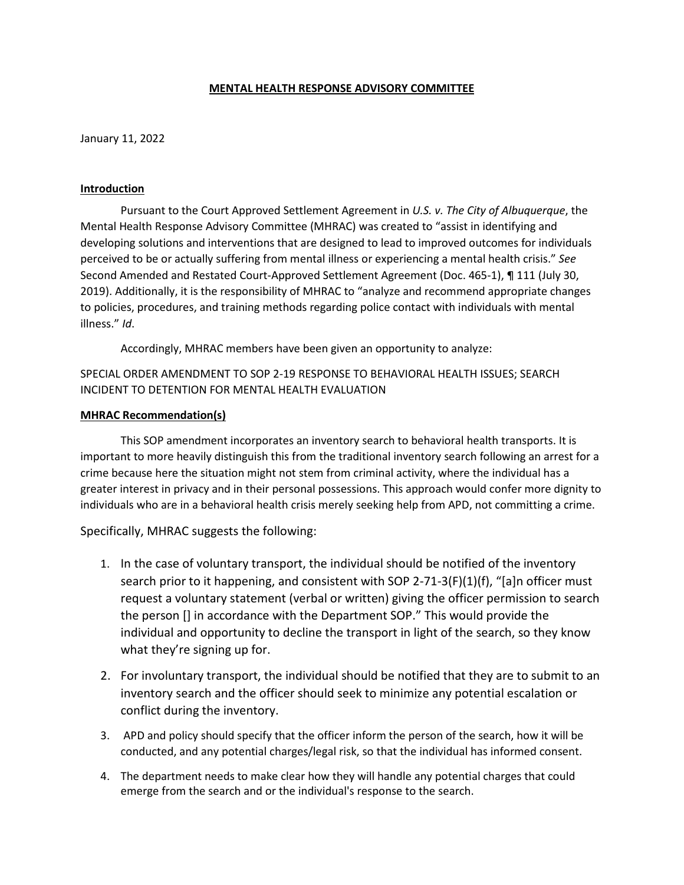# MENTAL HEALTH RESPONSE ADVISORY COMMITTEE

January 11, 2022

## Introduction

Pursuant to the Court Approved Settlement Agreement in *U.S. v. The City of Albuquerque*, the Mental Health Response Advisory Committee (MHRAC) was created to "assist in identifying and developing solutions and interventions that are designed to lead to improved outcomes for individuals perceived to be or actually suffering from mental illness or experiencing a mental health crisis." *See* Second Amended and Restated Court-Approved Settlement Agreement (Doc. 465-1), ¶ 111 (July 30, 2019). Additionally, it is the responsibility of MHRAC to "analyze and recommend appropriate changes to policies, procedures, and training methods regarding police contact with individuals with mental illness." *Id*.

Accordingly, MHRAC members have been given an opportunity to analyze:

SPECIAL ORDER AMENDMENT TO SOP 2-19 RESPONSE TO BEHAVIORAL HEALTH ISSUES; SEARCH INCIDENT TO DETENTION FOR MENTAL HEALTH EVALUATION

## MHRAC Recommendation(s)

This SOP amendment incorporates an inventory search to behavioral health transports. It is important to more heavily distinguish this from the traditional inventory search following an arrest for a crime because here the situation might not stem from criminal activity, where the individual has a greater interest in privacy and in their personal possessions. This approach would confer more dignity to individuals who are in a behavioral health crisis merely seeking help from APD, not committing a crime.

Specifically, MHRAC suggests the following:

1. In the case of voluntary transport, the individual should be notified of the inventory search prior to it happening, and consistent with SOP 2-71-3(F)(1)(f), "[a]n officer must request a voluntary statement (verbal or written) giving the officer permission to search the person [] in accordance with the Department SOP." This would provide the individual and opportunity to decline the transport in light of the search, so they know what they're signing up for.
2. For involuntary transport, the individual should be notified that they are to submit to an inventory search and the officer should seek to minimize any potential escalation or conflict during the inventory.
3. APD and policy should specify that the officer inform the person of the search, how it will be conducted, and any potential charges/legal risk, so that the individual has informed consent.
4. The department needs to make clear how they will handle any potential charges that could emerge from the search and or the individual's response to the search.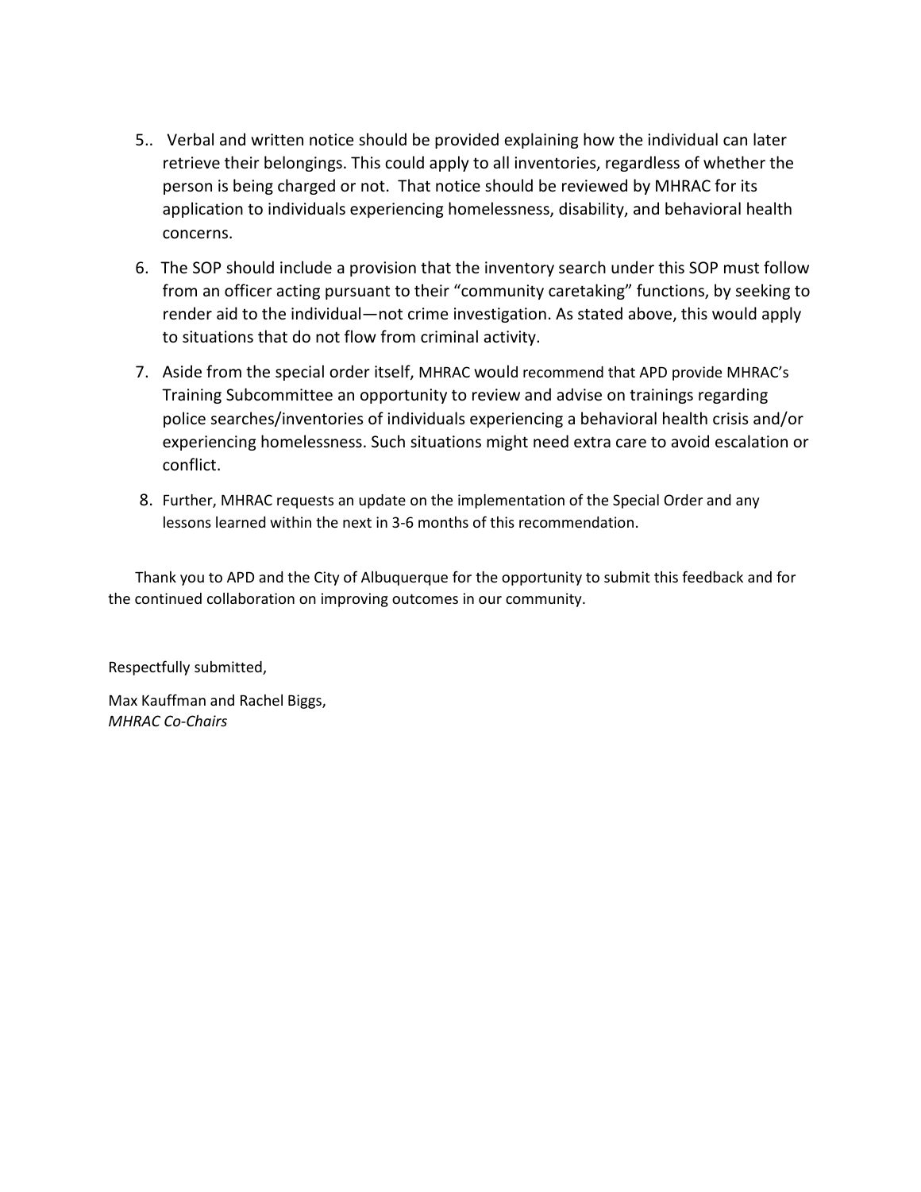5.. Verbal and written notice should be provided explaining how the individual can later retrieve their belongings. This could apply to all inventories, regardless of whether the person is being charged or not. That notice should be reviewed by MHRAC for its application to individuals experiencing homelessness, disability, and behavioral health concerns.

6. The SOP should include a provision that the inventory search under this SOP must follow from an officer acting pursuant to their "community caretaking" functions, by seeking to render aid to the individual—not crime investigation. As stated above, this would apply to situations that do not flow from criminal activity.

7. Aside from the special order itself, MHRAC would recommend that APD provide MHRAC's Training Subcommittee an opportunity to review and advise on trainings regarding police searches/inventories of individuals experiencing a behavioral health crisis and/or experiencing homelessness. Such situations might need extra care to avoid escalation or conflict.

8. Further, MHRAC requests an update on the implementation of the Special Order and any lessons learned within the next in 3-6 months of this recommendation.

Thank you to APD and the City of Albuquerque for the opportunity to submit this feedback and for the continued collaboration on improving outcomes in our community.

Respectfully submitted,

Max Kauffman and Rachel Biggs,
*MHRAC Co-Chairs*